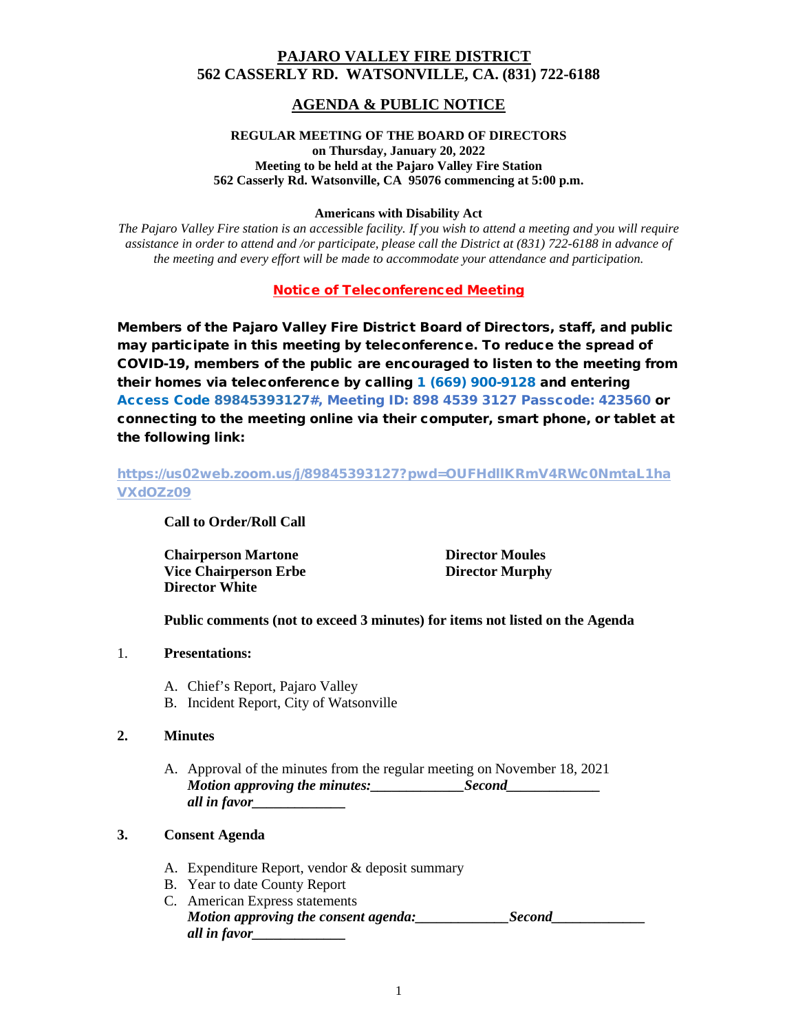# PAJARO VALLEY FIRE DISTRICT
## 562 CASSERLY RD. WATSONVILLE, CA. (831) 722-6188

## AGENDA & PUBLIC NOTICE

**REGULAR MEETING OF THE BOARD OF DIRECTORS**
**on Thursday, January 20, 2022**
**Meeting to be held at the Pajaro Valley Fire Station**
**562 Casserly Rd. Watsonville, CA 95076 commencing at 5:00 p.m.**

**Americans with Disability Act**

*The Pajaro Valley Fire station is an accessible facility. If you wish to attend a meeting and you will require assistance in order to attend and /or participate, please call the District at (831) 722-6188 in advance of the meeting and every effort will be made to accommodate your attendance and participation.*

**Notice of Teleconferenced Meeting**

**Members of the Pajaro Valley Fire District Board of Directors, staff, and public may participate in this meeting by teleconference. To reduce the spread of COVID-19, members of the public are encouraged to listen to the meeting from their homes via teleconference by calling 1 (669) 900-9128 and entering Access Code 89845393127#, Meeting ID: 898 4539 3127 Passcode: 423560 or connecting to the meeting online via their computer, smart phone, or tablet at the following link:**

https://us02web.zoom.us/j/89845393127?pwd=OUFHdllKRmV4RWc0NmtaL1haVXdOZz09

**Call to Order/Roll Call**

**Chairperson Martone**
**Vice Chairperson Erbe**
**Director White**
**Director Moules**
**Director Murphy**

**Public comments (not to exceed 3 minutes) for items not listed on the Agenda**

1. **Presentations:**

   A. Chief's Report, Pajaro Valley
   B. Incident Report, City of Watsonville

2. **Minutes**

   A. Approval of the minutes from the regular meeting on November 18, 2021
   ***Motion approving the minutes:_____________Second_____________***
   ***all in favor_____________***

3. **Consent Agenda**

   A. Expenditure Report, vendor & deposit summary
   B. Year to date County Report
   C. American Express statements
   ***Motion approving the consent agenda:_____________Second_____________***
   ***all in favor_____________***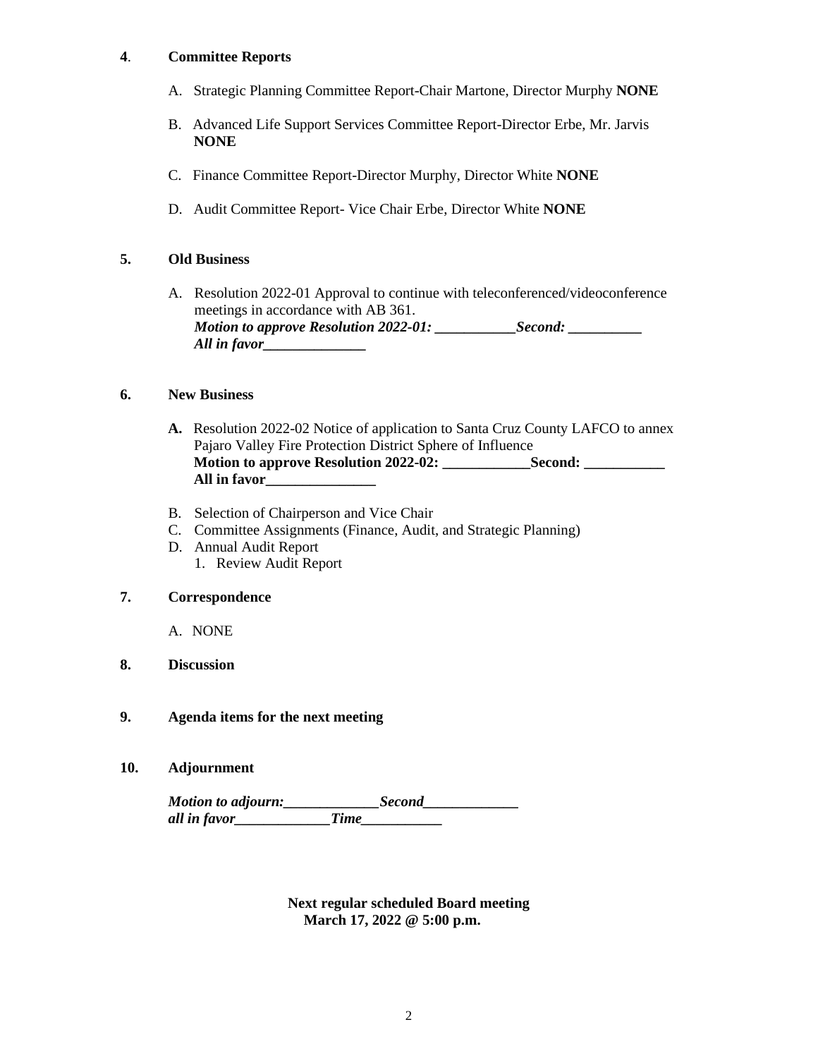**4**. **Committee Reports**

A. Strategic Planning Committee Report-Chair Martone, Director Murphy **NONE**

B. Advanced Life Support Services Committee Report-Director Erbe, Mr. Jarvis **NONE**

C. Finance Committee Report-Director Murphy, Director White **NONE**

D. Audit Committee Report- Vice Chair Erbe, Director White **NONE**

**5. Old Business**

A. Resolution 2022-01 Approval to continue with teleconferenced/videoconference meetings in accordance with AB 361.
***Motion to approve Resolution 2022-01: ___________Second: __________***
***All in favor______________***

**6. New Business**

**A.** Resolution 2022-02 Notice of application to Santa Cruz County LAFCO to annex Pajaro Valley Fire Protection District Sphere of Influence
**Motion to approve Resolution 2022-02: ____________Second: ___________**
**All in favor_______________**

B. Selection of Chairperson and Vice Chair
C. Committee Assignments (Finance, Audit, and Strategic Planning)
D. Annual Audit Report
   1. Review Audit Report

**7. Correspondence**

A. NONE

**8. Discussion**

**9. Agenda items for the next meeting**

**10. Adjournment**

***Motion to adjourn:_____________Second_____________***
***all in favor_____________Time___________***

**Next regular scheduled Board meeting**
**March 17, 2022 @ 5:00 p.m.**